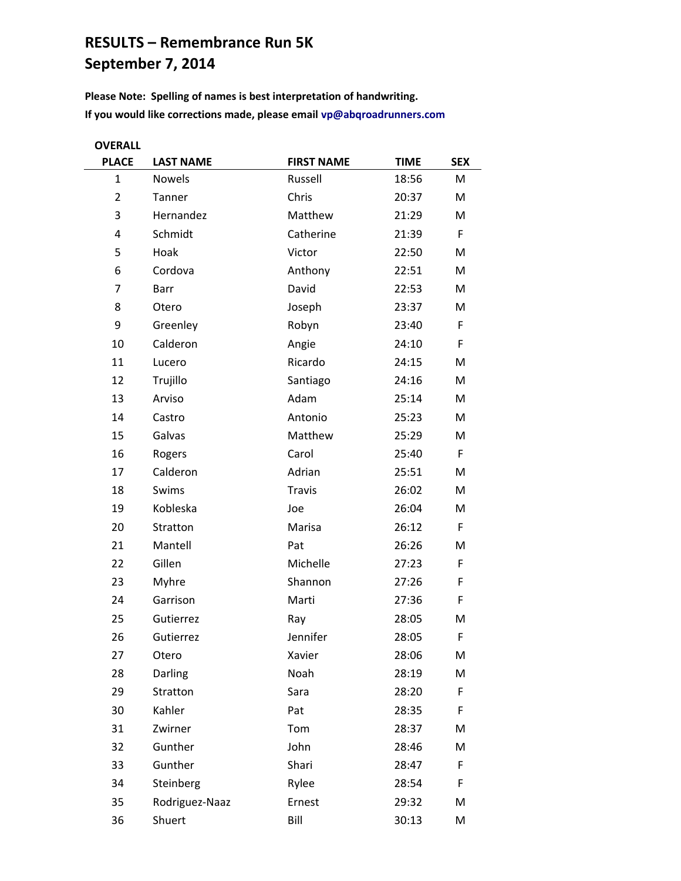# RESULTS – Remembrance Run 5K
# September 7, 2014

**Please Note: Spelling of names is best interpretation of handwriting.**
**If you would like corrections made, please email vp@abqroadrunners.com**

| OVERALL PLACE | LAST NAME | FIRST NAME | TIME | SEX |
|---|---|---|---|---|
| 1 | Nowels | Russell | 18:56 | M |
| 2 | Tanner | Chris | 20:37 | M |
| 3 | Hernandez | Matthew | 21:29 | M |
| 4 | Schmidt | Catherine | 21:39 | F |
| 5 | Hoak | Victor | 22:50 | M |
| 6 | Cordova | Anthony | 22:51 | M |
| 7 | Barr | David | 22:53 | M |
| 8 | Otero | Joseph | 23:37 | M |
| 9 | Greenley | Robyn | 23:40 | F |
| 10 | Calderon | Angie | 24:10 | F |
| 11 | Lucero | Ricardo | 24:15 | M |
| 12 | Trujillo | Santiago | 24:16 | M |
| 13 | Arviso | Adam | 25:14 | M |
| 14 | Castro | Antonio | 25:23 | M |
| 15 | Galvas | Matthew | 25:29 | M |
| 16 | Rogers | Carol | 25:40 | F |
| 17 | Calderon | Adrian | 25:51 | M |
| 18 | Swims | Travis | 26:02 | M |
| 19 | Kobleska | Joe | 26:04 | M |
| 20 | Stratton | Marisa | 26:12 | F |
| 21 | Mantell | Pat | 26:26 | M |
| 22 | Gillen | Michelle | 27:23 | F |
| 23 | Myhre | Shannon | 27:26 | F |
| 24 | Garrison | Marti | 27:36 | F |
| 25 | Gutierrez | Ray | 28:05 | M |
| 26 | Gutierrez | Jennifer | 28:05 | F |
| 27 | Otero | Xavier | 28:06 | M |
| 28 | Darling | Noah | 28:19 | M |
| 29 | Stratton | Sara | 28:20 | F |
| 30 | Kahler | Pat | 28:35 | F |
| 31 | Zwirner | Tom | 28:37 | M |
| 32 | Gunther | John | 28:46 | M |
| 33 | Gunther | Shari | 28:47 | F |
| 34 | Steinberg | Rylee | 28:54 | F |
| 35 | Rodriguez-Naaz | Ernest | 29:32 | M |
| 36 | Shuert | Bill | 30:13 | M |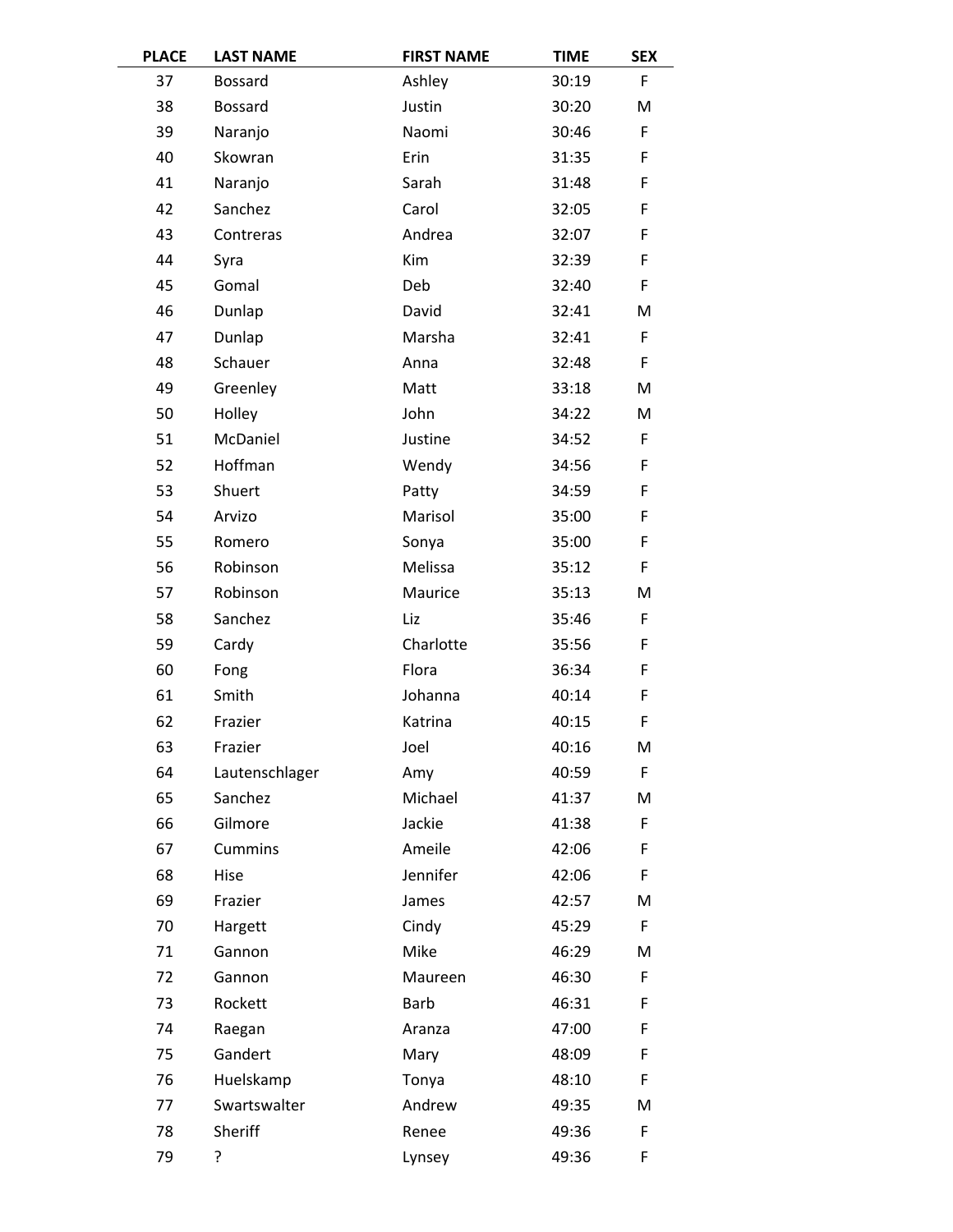| PLACE | LAST NAME | FIRST NAME | TIME | SEX |
|---|---|---|---|---|
| 37 | Bossard | Ashley | 30:19 | F |
| 38 | Bossard | Justin | 30:20 | M |
| 39 | Naranjo | Naomi | 30:46 | F |
| 40 | Skowran | Erin | 31:35 | F |
| 41 | Naranjo | Sarah | 31:48 | F |
| 42 | Sanchez | Carol | 32:05 | F |
| 43 | Contreras | Andrea | 32:07 | F |
| 44 | Syra | Kim | 32:39 | F |
| 45 | Gomal | Deb | 32:40 | F |
| 46 | Dunlap | David | 32:41 | M |
| 47 | Dunlap | Marsha | 32:41 | F |
| 48 | Schauer | Anna | 32:48 | F |
| 49 | Greenley | Matt | 33:18 | M |
| 50 | Holley | John | 34:22 | M |
| 51 | McDaniel | Justine | 34:52 | F |
| 52 | Hoffman | Wendy | 34:56 | F |
| 53 | Shuert | Patty | 34:59 | F |
| 54 | Arvizo | Marisol | 35:00 | F |
| 55 | Romero | Sonya | 35:00 | F |
| 56 | Robinson | Melissa | 35:12 | F |
| 57 | Robinson | Maurice | 35:13 | M |
| 58 | Sanchez | Liz | 35:46 | F |
| 59 | Cardy | Charlotte | 35:56 | F |
| 60 | Fong | Flora | 36:34 | F |
| 61 | Smith | Johanna | 40:14 | F |
| 62 | Frazier | Katrina | 40:15 | F |
| 63 | Frazier | Joel | 40:16 | M |
| 64 | Lautenschlager | Amy | 40:59 | F |
| 65 | Sanchez | Michael | 41:37 | M |
| 66 | Gilmore | Jackie | 41:38 | F |
| 67 | Cummins | Ameile | 42:06 | F |
| 68 | Hise | Jennifer | 42:06 | F |
| 69 | Frazier | James | 42:57 | M |
| 70 | Hargett | Cindy | 45:29 | F |
| 71 | Gannon | Mike | 46:29 | M |
| 72 | Gannon | Maureen | 46:30 | F |
| 73 | Rockett | Barb | 46:31 | F |
| 74 | Raegan | Aranza | 47:00 | F |
| 75 | Gandert | Mary | 48:09 | F |
| 76 | Huelskamp | Tonya | 48:10 | F |
| 77 | Swartswalter | Andrew | 49:35 | M |
| 78 | Sheriff | Renee | 49:36 | F |
| 79 | ? | Lynsey | 49:36 | F |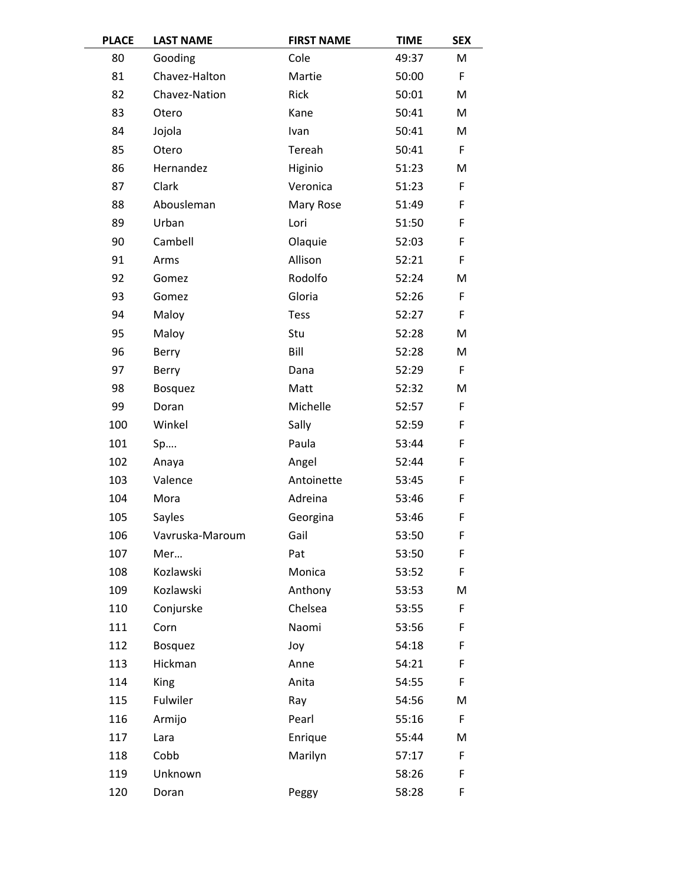| PLACE | LAST NAME | FIRST NAME | TIME | SEX |
|---|---|---|---|---|
| 80 | Gooding | Cole | 49:37 | M |
| 81 | Chavez-Halton | Martie | 50:00 | F |
| 82 | Chavez-Nation | Rick | 50:01 | M |
| 83 | Otero | Kane | 50:41 | M |
| 84 | Jojola | Ivan | 50:41 | M |
| 85 | Otero | Tereah | 50:41 | F |
| 86 | Hernandez | Higinio | 51:23 | M |
| 87 | Clark | Veronica | 51:23 | F |
| 88 | Abousleman | Mary Rose | 51:49 | F |
| 89 | Urban | Lori | 51:50 | F |
| 90 | Cambell | Olaquie | 52:03 | F |
| 91 | Arms | Allison | 52:21 | F |
| 92 | Gomez | Rodolfo | 52:24 | M |
| 93 | Gomez | Gloria | 52:26 | F |
| 94 | Maloy | Tess | 52:27 | F |
| 95 | Maloy | Stu | 52:28 | M |
| 96 | Berry | Bill | 52:28 | M |
| 97 | Berry | Dana | 52:29 | F |
| 98 | Bosquez | Matt | 52:32 | M |
| 99 | Doran | Michelle | 52:57 | F |
| 100 | Winkel | Sally | 52:59 | F |
| 101 | Sp…. | Paula | 53:44 | F |
| 102 | Anaya | Angel | 52:44 | F |
| 103 | Valence | Antoinette | 53:45 | F |
| 104 | Mora | Adreina | 53:46 | F |
| 105 | Sayles | Georgina | 53:46 | F |
| 106 | Vavruska-Maroum | Gail | 53:50 | F |
| 107 | Mer… | Pat | 53:50 | F |
| 108 | Kozlawski | Monica | 53:52 | F |
| 109 | Kozlawski | Anthony | 53:53 | M |
| 110 | Conjurske | Chelsea | 53:55 | F |
| 111 | Corn | Naomi | 53:56 | F |
| 112 | Bosquez | Joy | 54:18 | F |
| 113 | Hickman | Anne | 54:21 | F |
| 114 | King | Anita | 54:55 | F |
| 115 | Fulwiler | Ray | 54:56 | M |
| 116 | Armijo | Pearl | 55:16 | F |
| 117 | Lara | Enrique | 55:44 | M |
| 118 | Cobb | Marilyn | 57:17 | F |
| 119 | Unknown | | 58:26 | F |
| 120 | Doran | Peggy | 58:28 | F |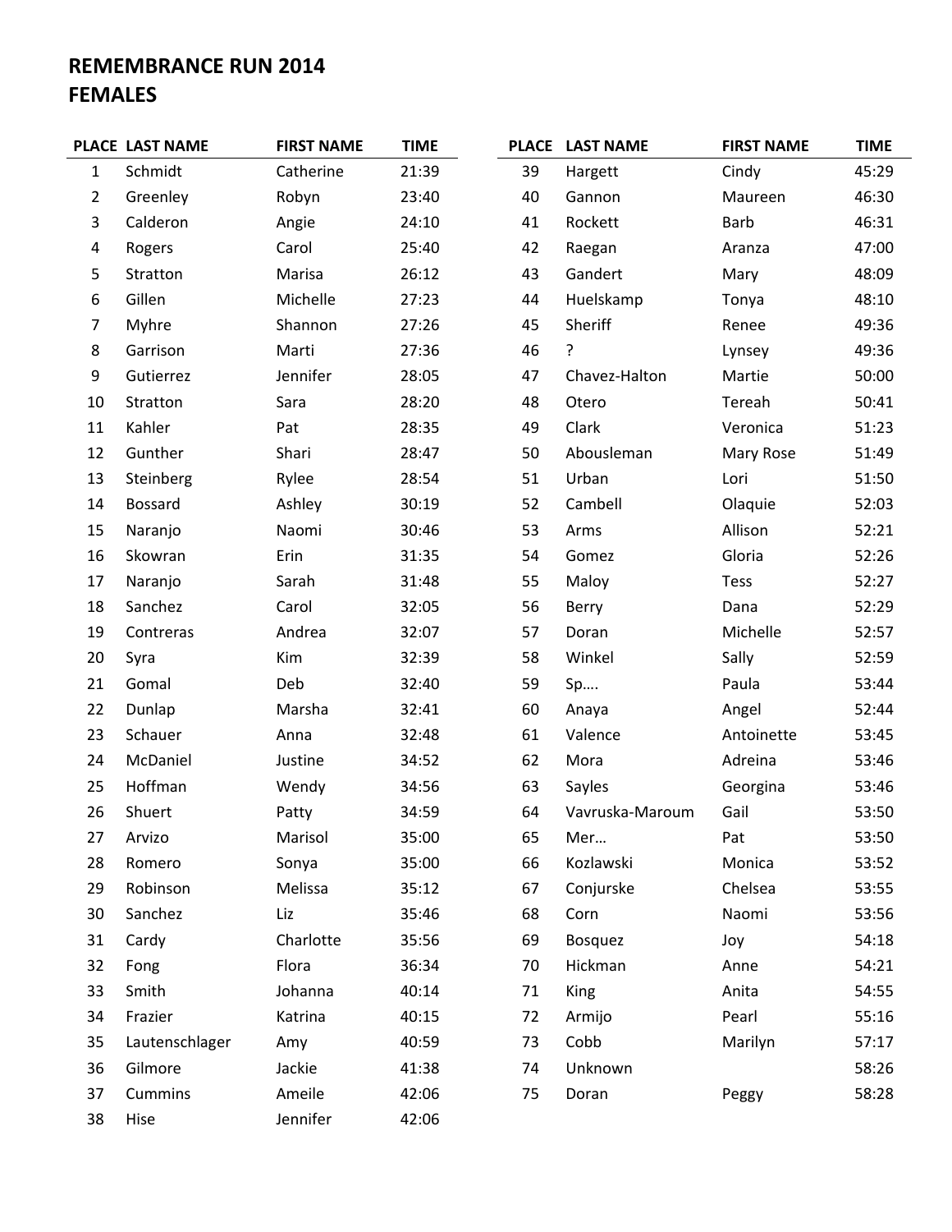# REMEMBRANCE RUN 2014
# FEMALES

| PLACE | LAST NAME | FIRST NAME | TIME |
|---|---|---|---|
| 1 | Schmidt | Catherine | 21:39 |
| 2 | Greenley | Robyn | 23:40 |
| 3 | Calderon | Angie | 24:10 |
| 4 | Rogers | Carol | 25:40 |
| 5 | Stratton | Marisa | 26:12 |
| 6 | Gillen | Michelle | 27:23 |
| 7 | Myhre | Shannon | 27:26 |
| 8 | Garrison | Marti | 27:36 |
| 9 | Gutierrez | Jennifer | 28:05 |
| 10 | Stratton | Sara | 28:20 |
| 11 | Kahler | Pat | 28:35 |
| 12 | Gunther | Shari | 28:47 |
| 13 | Steinberg | Rylee | 28:54 |
| 14 | Bossard | Ashley | 30:19 |
| 15 | Naranjo | Naomi | 30:46 |
| 16 | Skowran | Erin | 31:35 |
| 17 | Naranjo | Sarah | 31:48 |
| 18 | Sanchez | Carol | 32:05 |
| 19 | Contreras | Andrea | 32:07 |
| 20 | Syra | Kim | 32:39 |
| 21 | Gomal | Deb | 32:40 |
| 22 | Dunlap | Marsha | 32:41 |
| 23 | Schauer | Anna | 32:48 |
| 24 | McDaniel | Justine | 34:52 |
| 25 | Hoffman | Wendy | 34:56 |
| 26 | Shuert | Patty | 34:59 |
| 27 | Arvizo | Marisol | 35:00 |
| 28 | Romero | Sonya | 35:00 |
| 29 | Robinson | Melissa | 35:12 |
| 30 | Sanchez | Liz | 35:46 |
| 31 | Cardy | Charlotte | 35:56 |
| 32 | Fong | Flora | 36:34 |
| 33 | Smith | Johanna | 40:14 |
| 34 | Frazier | Katrina | 40:15 |
| 35 | Lautenschlager | Amy | 40:59 |
| 36 | Gilmore | Jackie | 41:38 |
| 37 | Cummins | Ameile | 42:06 |
| 38 | Hise | Jennifer | 42:06 |
| 39 | Hargett | Cindy | 45:29 |
| 40 | Gannon | Maureen | 46:30 |
| 41 | Rockett | Barb | 46:31 |
| 42 | Raegan | Aranza | 47:00 |
| 43 | Gandert | Mary | 48:09 |
| 44 | Huelskamp | Tonya | 48:10 |
| 45 | Sheriff | Renee | 49:36 |
| 46 | ? | Lynsey | 49:36 |
| 47 | Chavez-Halton | Martie | 50:00 |
| 48 | Otero | Tereah | 50:41 |
| 49 | Clark | Veronica | 51:23 |
| 50 | Abousleman | Mary Rose | 51:49 |
| 51 | Urban | Lori | 51:50 |
| 52 | Cambell | Olaquie | 52:03 |
| 53 | Arms | Allison | 52:21 |
| 54 | Gomez | Gloria | 52:26 |
| 55 | Maloy | Tess | 52:27 |
| 56 | Berry | Dana | 52:29 |
| 57 | Doran | Michelle | 52:57 |
| 58 | Winkel | Sally | 52:59 |
| 59 | Sp…. | Paula | 53:44 |
| 60 | Anaya | Angel | 52:44 |
| 61 | Valence | Antoinette | 53:45 |
| 62 | Mora | Adreina | 53:46 |
| 63 | Sayles | Georgina | 53:46 |
| 64 | Vavruska-Maroum | Gail | 53:50 |
| 65 | Mer… | Pat | 53:50 |
| 66 | Kozlawski | Monica | 53:52 |
| 67 | Conjurske | Chelsea | 53:55 |
| 68 | Corn | Naomi | 53:56 |
| 69 | Bosquez | Joy | 54:18 |
| 70 | Hickman | Anne | 54:21 |
| 71 | King | Anita | 54:55 |
| 72 | Armijo | Pearl | 55:16 |
| 73 | Cobb | Marilyn | 57:17 |
| 74 | Unknown | | 58:26 |
| 75 | Doran | Peggy | 58:28 |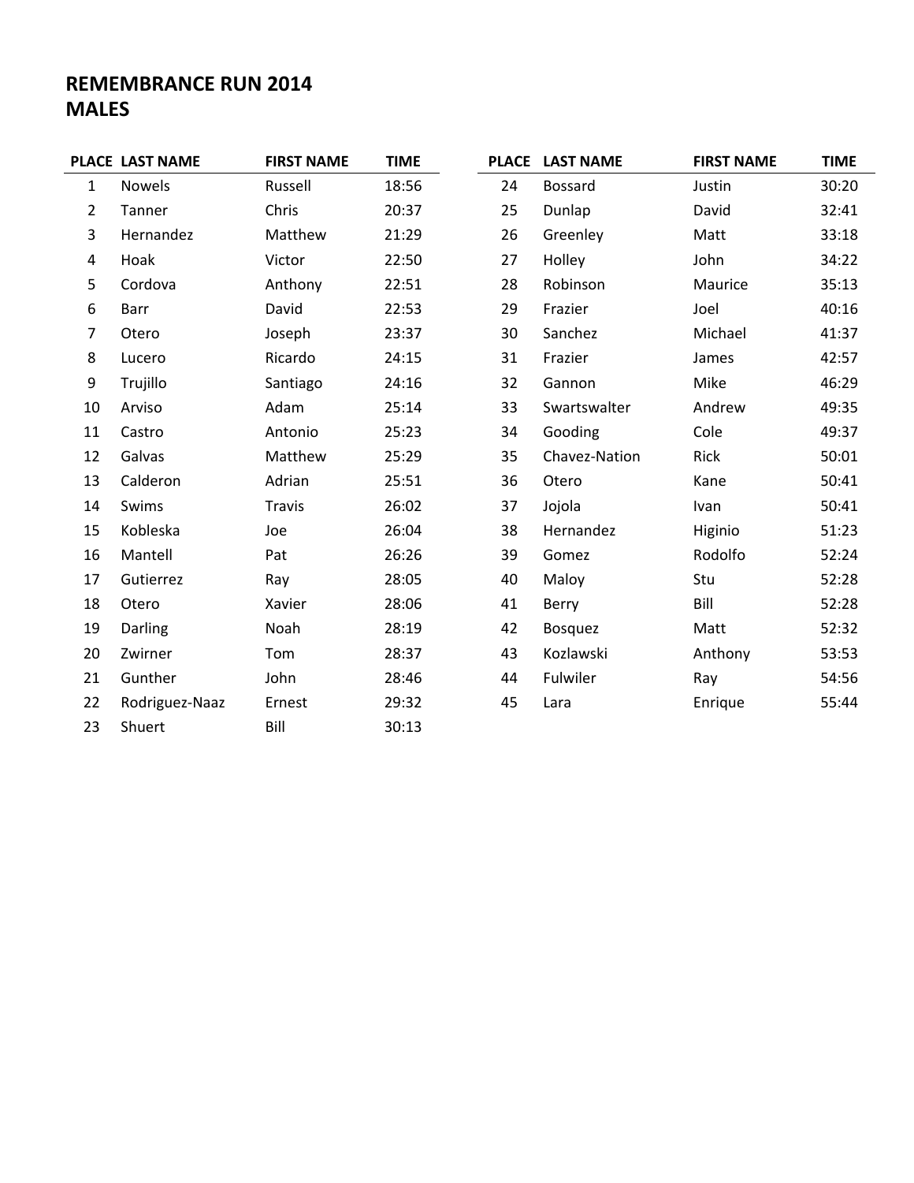# REMEMBRANCE RUN 2014
# MALES

| PLACE | LAST NAME | FIRST NAME | TIME |
|---|---|---|---|
| 1 | Nowels | Russell | 18:56 |
| 2 | Tanner | Chris | 20:37 |
| 3 | Hernandez | Matthew | 21:29 |
| 4 | Hoak | Victor | 22:50 |
| 5 | Cordova | Anthony | 22:51 |
| 6 | Barr | David | 22:53 |
| 7 | Otero | Joseph | 23:37 |
| 8 | Lucero | Ricardo | 24:15 |
| 9 | Trujillo | Santiago | 24:16 |
| 10 | Arviso | Adam | 25:14 |
| 11 | Castro | Antonio | 25:23 |
| 12 | Galvas | Matthew | 25:29 |
| 13 | Calderon | Adrian | 25:51 |
| 14 | Swims | Travis | 26:02 |
| 15 | Kobleska | Joe | 26:04 |
| 16 | Mantell | Pat | 26:26 |
| 17 | Gutierrez | Ray | 28:05 |
| 18 | Otero | Xavier | 28:06 |
| 19 | Darling | Noah | 28:19 |
| 20 | Zwirner | Tom | 28:37 |
| 21 | Gunther | John | 28:46 |
| 22 | Rodriguez-Naaz | Ernest | 29:32 |
| 23 | Shuert | Bill | 30:13 |
| 24 | Bossard | Justin | 30:20 |
| 25 | Dunlap | David | 32:41 |
| 26 | Greenley | Matt | 33:18 |
| 27 | Holley | John | 34:22 |
| 28 | Robinson | Maurice | 35:13 |
| 29 | Frazier | Joel | 40:16 |
| 30 | Sanchez | Michael | 41:37 |
| 31 | Frazier | James | 42:57 |
| 32 | Gannon | Mike | 46:29 |
| 33 | Swartswalter | Andrew | 49:35 |
| 34 | Gooding | Cole | 49:37 |
| 35 | Chavez-Nation | Rick | 50:01 |
| 36 | Otero | Kane | 50:41 |
| 37 | Jojola | Ivan | 50:41 |
| 38 | Hernandez | Higinio | 51:23 |
| 39 | Gomez | Rodolfo | 52:24 |
| 40 | Maloy | Stu | 52:28 |
| 41 | Berry | Bill | 52:28 |
| 42 | Bosquez | Matt | 52:32 |
| 43 | Kozlawski | Anthony | 53:53 |
| 44 | Fulwiler | Ray | 54:56 |
| 45 | Lara | Enrique | 55:44 |